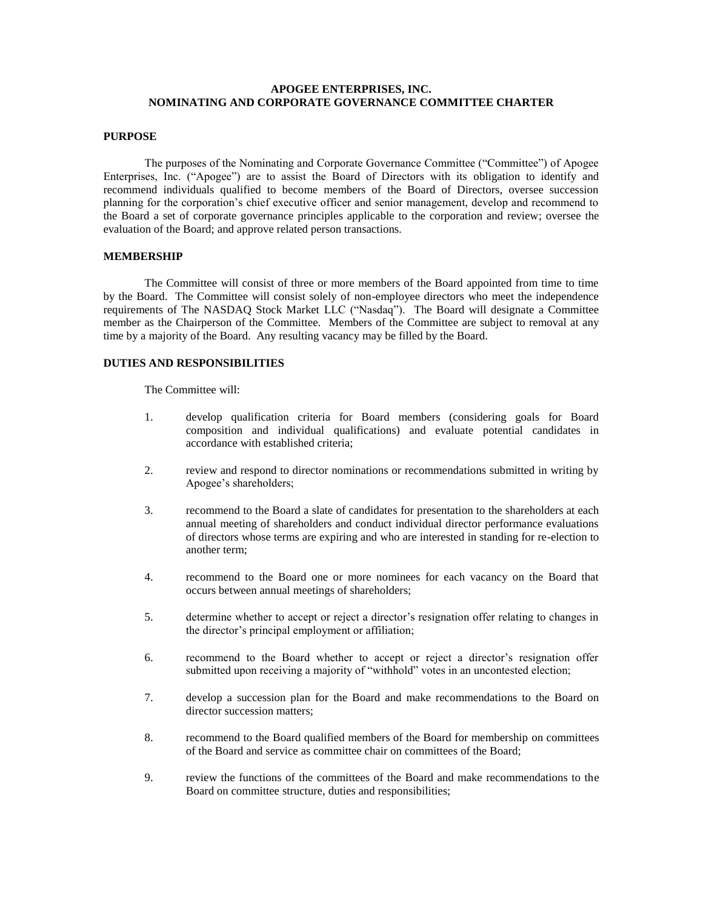# APOGEE ENTERPRISES, INC.
# NOMINATING AND CORPORATE GOVERNANCE COMMITTEE CHARTER

## PURPOSE

The purposes of the Nominating and Corporate Governance Committee ("Committee") of Apogee Enterprises, Inc. ("Apogee") are to assist the Board of Directors with its obligation to identify and recommend individuals qualified to become members of the Board of Directors, oversee succession planning for the corporation's chief executive officer and senior management, develop and recommend to the Board a set of corporate governance principles applicable to the corporation and review; oversee the evaluation of the Board; and approve related person transactions.

## MEMBERSHIP

The Committee will consist of three or more members of the Board appointed from time to time by the Board. The Committee will consist solely of non-employee directors who meet the independence requirements of The NASDAQ Stock Market LLC ("Nasdaq"). The Board will designate a Committee member as the Chairperson of the Committee. Members of the Committee are subject to removal at any time by a majority of the Board. Any resulting vacancy may be filled by the Board.

## DUTIES AND RESPONSIBILITIES

The Committee will:

1. develop qualification criteria for Board members (considering goals for Board composition and individual qualifications) and evaluate potential candidates in accordance with established criteria;

2. review and respond to director nominations or recommendations submitted in writing by Apogee's shareholders;

3. recommend to the Board a slate of candidates for presentation to the shareholders at each annual meeting of shareholders and conduct individual director performance evaluations of directors whose terms are expiring and who are interested in standing for re-election to another term;

4. recommend to the Board one or more nominees for each vacancy on the Board that occurs between annual meetings of shareholders;

5. determine whether to accept or reject a director's resignation offer relating to changes in the director's principal employment or affiliation;

6. recommend to the Board whether to accept or reject a director's resignation offer submitted upon receiving a majority of "withhold" votes in an uncontested election;

7. develop a succession plan for the Board and make recommendations to the Board on director succession matters;

8. recommend to the Board qualified members of the Board for membership on committees of the Board and service as committee chair on committees of the Board;

9. review the functions of the committees of the Board and make recommendations to the Board on committee structure, duties and responsibilities;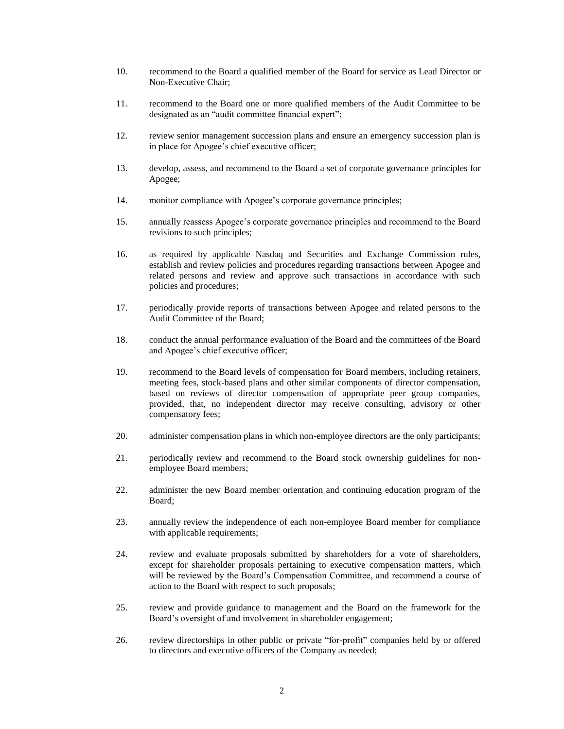10. recommend to the Board a qualified member of the Board for service as Lead Director or Non-Executive Chair;

11. recommend to the Board one or more qualified members of the Audit Committee to be designated as an "audit committee financial expert";

12. review senior management succession plans and ensure an emergency succession plan is in place for Apogee's chief executive officer;

13. develop, assess, and recommend to the Board a set of corporate governance principles for Apogee;

14. monitor compliance with Apogee's corporate governance principles;

15. annually reassess Apogee's corporate governance principles and recommend to the Board revisions to such principles;

16. as required by applicable Nasdaq and Securities and Exchange Commission rules, establish and review policies and procedures regarding transactions between Apogee and related persons and review and approve such transactions in accordance with such policies and procedures;

17. periodically provide reports of transactions between Apogee and related persons to the Audit Committee of the Board;

18. conduct the annual performance evaluation of the Board and the committees of the Board and Apogee's chief executive officer;

19. recommend to the Board levels of compensation for Board members, including retainers, meeting fees, stock-based plans and other similar components of director compensation, based on reviews of director compensation of appropriate peer group companies, provided, that, no independent director may receive consulting, advisory or other compensatory fees;

20. administer compensation plans in which non-employee directors are the only participants;

21. periodically review and recommend to the Board stock ownership guidelines for non-employee Board members;

22. administer the new Board member orientation and continuing education program of the Board;

23. annually review the independence of each non-employee Board member for compliance with applicable requirements;

24. review and evaluate proposals submitted by shareholders for a vote of shareholders, except for shareholder proposals pertaining to executive compensation matters, which will be reviewed by the Board's Compensation Committee, and recommend a course of action to the Board with respect to such proposals;

25. review and provide guidance to management and the Board on the framework for the Board's oversight of and involvement in shareholder engagement;

26. review directorships in other public or private "for-profit" companies held by or offered to directors and executive officers of the Company as needed;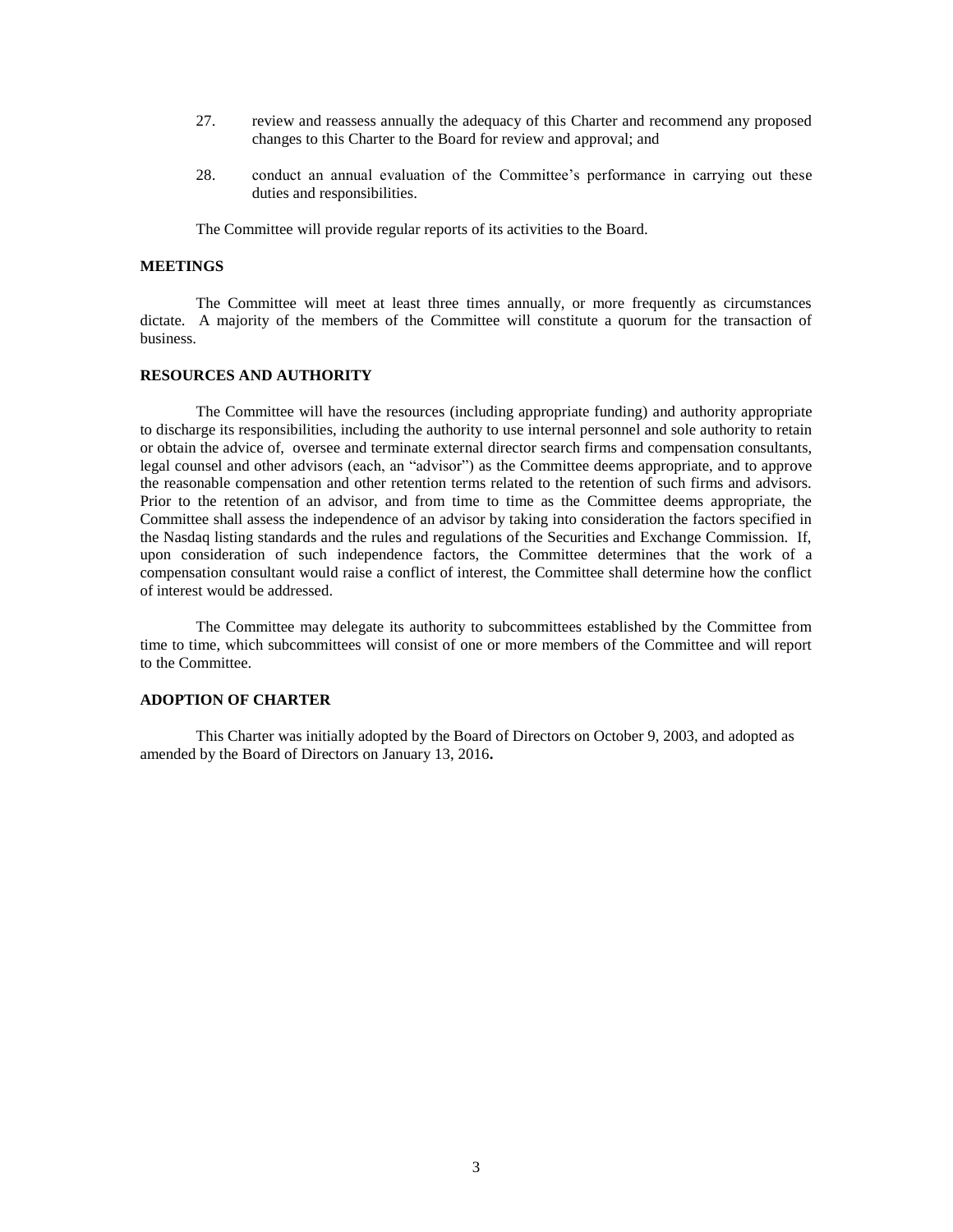27. review and reassess annually the adequacy of this Charter and recommend any proposed changes to this Charter to the Board for review and approval; and

28. conduct an annual evaluation of the Committee's performance in carrying out these duties and responsibilities.

The Committee will provide regular reports of its activities to the Board.

## MEETINGS

The Committee will meet at least three times annually, or more frequently as circumstances dictate. A majority of the members of the Committee will constitute a quorum for the transaction of business.

## RESOURCES AND AUTHORITY

The Committee will have the resources (including appropriate funding) and authority appropriate to discharge its responsibilities, including the authority to use internal personnel and sole authority to retain or obtain the advice of, oversee and terminate external director search firms and compensation consultants, legal counsel and other advisors (each, an "advisor") as the Committee deems appropriate, and to approve the reasonable compensation and other retention terms related to the retention of such firms and advisors. Prior to the retention of an advisor, and from time to time as the Committee deems appropriate, the Committee shall assess the independence of an advisor by taking into consideration the factors specified in the Nasdaq listing standards and the rules and regulations of the Securities and Exchange Commission. If, upon consideration of such independence factors, the Committee determines that the work of a compensation consultant would raise a conflict of interest, the Committee shall determine how the conflict of interest would be addressed.

The Committee may delegate its authority to subcommittees established by the Committee from time to time, which subcommittees will consist of one or more members of the Committee and will report to the Committee.

## ADOPTION OF CHARTER

This Charter was initially adopted by the Board of Directors on October 9, 2003, and adopted as amended by the Board of Directors on January 13, 2016.